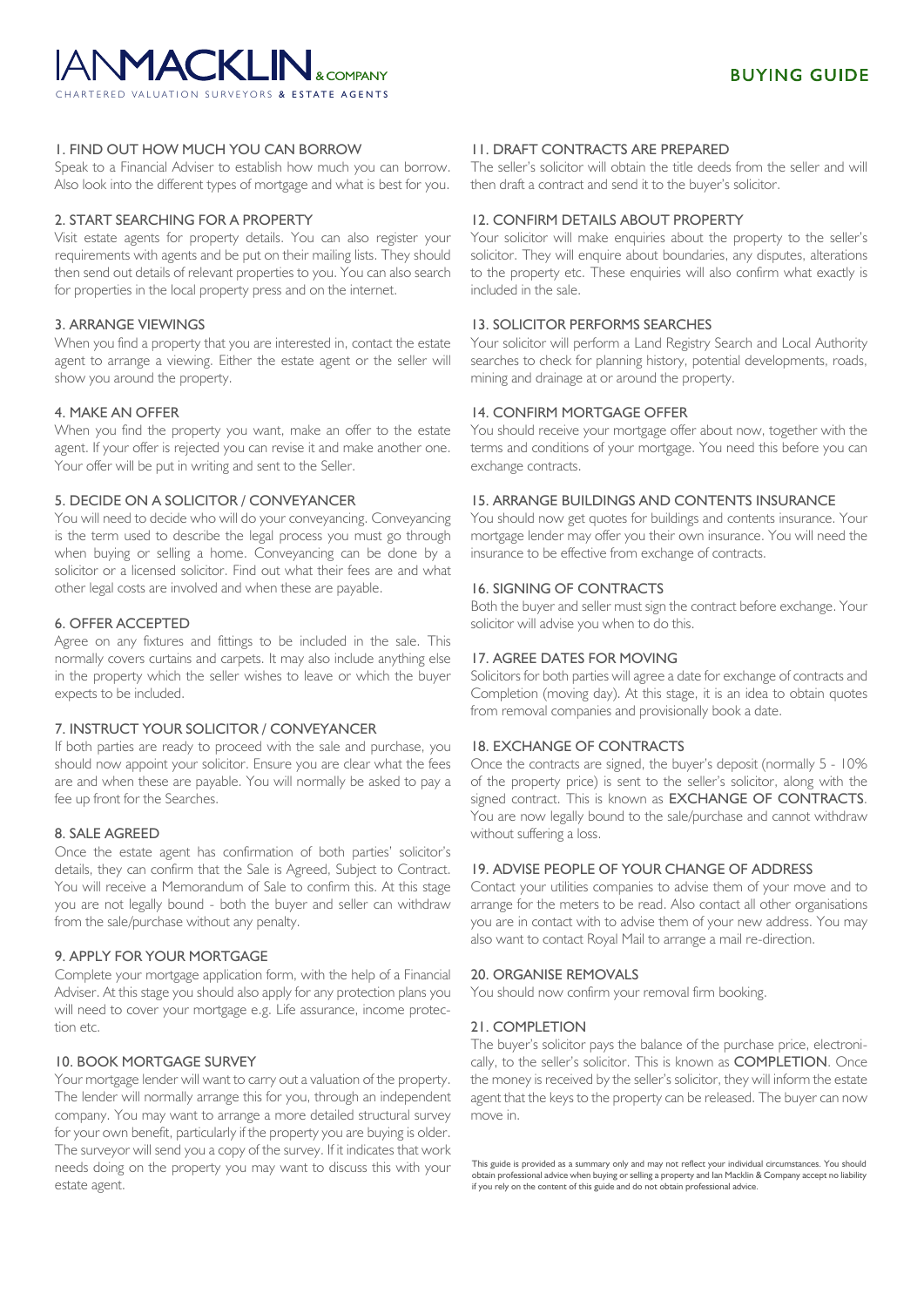IAN MACKLIN & COMPANY

CHARTERED VALUATION SURVEYORS & ESTATE AGENTS

# BUYING GUIDE

## 1. FIND OUT HOW MUCH YOU CAN BORROW

Speak to a Financial Adviser to establish how much you can borrow. Also look into the different types of mortgage and what is best for you.

## 2. START SEARCHING FOR A PROPERTY

Visit estate agents for property details. You can also register your requirements with agents and be put on their mailing lists. They should then send out details of relevant properties to you. You can also search for properties in the local property press and on the internet.

## 3. ARRANGE VIEWINGS

When you find a property that you are interested in, contact the estate agent to arrange a viewing. Either the estate agent or the seller will show you around the property.

## 4. MAKE AN OFFER

When you find the property you want, make an offer to the estate agent. If your offer is rejected you can revise it and make another one. Your offer will be put in writing and sent to the Seller.

## 5. DECIDE ON A SOLICITOR / CONVEYANCER

You will need to decide who will do your conveyancing. Conveyancing is the term used to describe the legal process you must go through when buying or selling a home. Conveyancing can be done by a solicitor or a licensed solicitor. Find out what their fees are and what other legal costs are involved and when these are payable.

## 6. OFFER ACCEPTED

Agree on any fixtures and fittings to be included in the sale. This normally covers curtains and carpets. It may also include anything else in the property which the seller wishes to leave or which the buyer expects to be included.

## 7. INSTRUCT YOUR SOLICITOR / CONVEYANCER

If both parties are ready to proceed with the sale and purchase, you should now appoint your solicitor. Ensure you are clear what the fees are and when these are payable. You will normally be asked to pay a fee up front for the Searches.

## 8. SALE AGREED

Once the estate agent has confirmation of both parties' solicitor's details, they can confirm that the Sale is Agreed, Subject to Contract. You will receive a Memorandum of Sale to confirm this. At this stage you are not legally bound - both the buyer and seller can withdraw from the sale/purchase without any penalty.

## 9. APPLY FOR YOUR MORTGAGE

Complete your mortgage application form, with the help of a Financial Adviser. At this stage you should also apply for any protection plans you will need to cover your mortgage e.g. Life assurance, income protection etc.

## 10. BOOK MORTGAGE SURVEY

Your mortgage lender will want to carry out a valuation of the property. The lender will normally arrange this for you, through an independent company. You may want to arrange a more detailed structural survey for your own benefit, particularly if the property you are buying is older. The surveyor will send you a copy of the survey. If it indicates that work needs doing on the property you may want to discuss this with your estate agent.

## 11. DRAFT CONTRACTS ARE PREPARED

The seller's solicitor will obtain the title deeds from the seller and will then draft a contract and send it to the buyer's solicitor.

## 12. CONFIRM DETAILS ABOUT PROPERTY

Your solicitor will make enquiries about the property to the seller's solicitor. They will enquire about boundaries, any disputes, alterations to the property etc. These enquiries will also confirm what exactly is included in the sale.

## 13. SOLICITOR PERFORMS SEARCHES

Your solicitor will perform a Land Registry Search and Local Authority searches to check for planning history, potential developments, roads, mining and drainage at or around the property.

## 14. CONFIRM MORTGAGE OFFER

You should receive your mortgage offer about now, together with the terms and conditions of your mortgage. You need this before you can exchange contracts.

## 15. ARRANGE BUILDINGS AND CONTENTS INSURANCE

You should now get quotes for buildings and contents insurance. Your mortgage lender may offer you their own insurance. You will need the insurance to be effective from exchange of contracts.

## 16. SIGNING OF CONTRACTS

Both the buyer and seller must sign the contract before exchange. Your solicitor will advise you when to do this.

## 17. AGREE DATES FOR MOVING

Solicitors for both parties will agree a date for exchange of contracts and Completion (moving day). At this stage, it is an idea to obtain quotes from removal companies and provisionally book a date.

## 18. EXCHANGE OF CONTRACTS

Once the contracts are signed, the buyer's deposit (normally 5 - 10% of the property price) is sent to the seller's solicitor, along with the signed contract. This is known as **EXCHANGE OF CONTRACTS**. You are now legally bound to the sale/purchase and cannot withdraw without suffering a loss.

## 19. ADVISE PEOPLE OF YOUR CHANGE OF ADDRESS

Contact your utilities companies to advise them of your move and to arrange for the meters to be read. Also contact all other organisations you are in contact with to advise them of your new address. You may also want to contact Royal Mail to arrange a mail re-direction.

## 20. ORGANISE REMOVALS

You should now confirm your removal firm booking.

## 21. COMPLETION

The buyer's solicitor pays the balance of the purchase price, electronically, to the seller's solicitor. This is known as **COMPLETION**. Once the money is received by the seller's solicitor, they will inform the estate agent that the keys to the property can be released. The buyer can now move in.

This guide is provided as a summary only and may not reflect your individual circumstances. You should obtain professional advice when buying or selling a property and Ian Macklin & Company accept no liability if you rely on the content of this guide and do not obtain professional advice.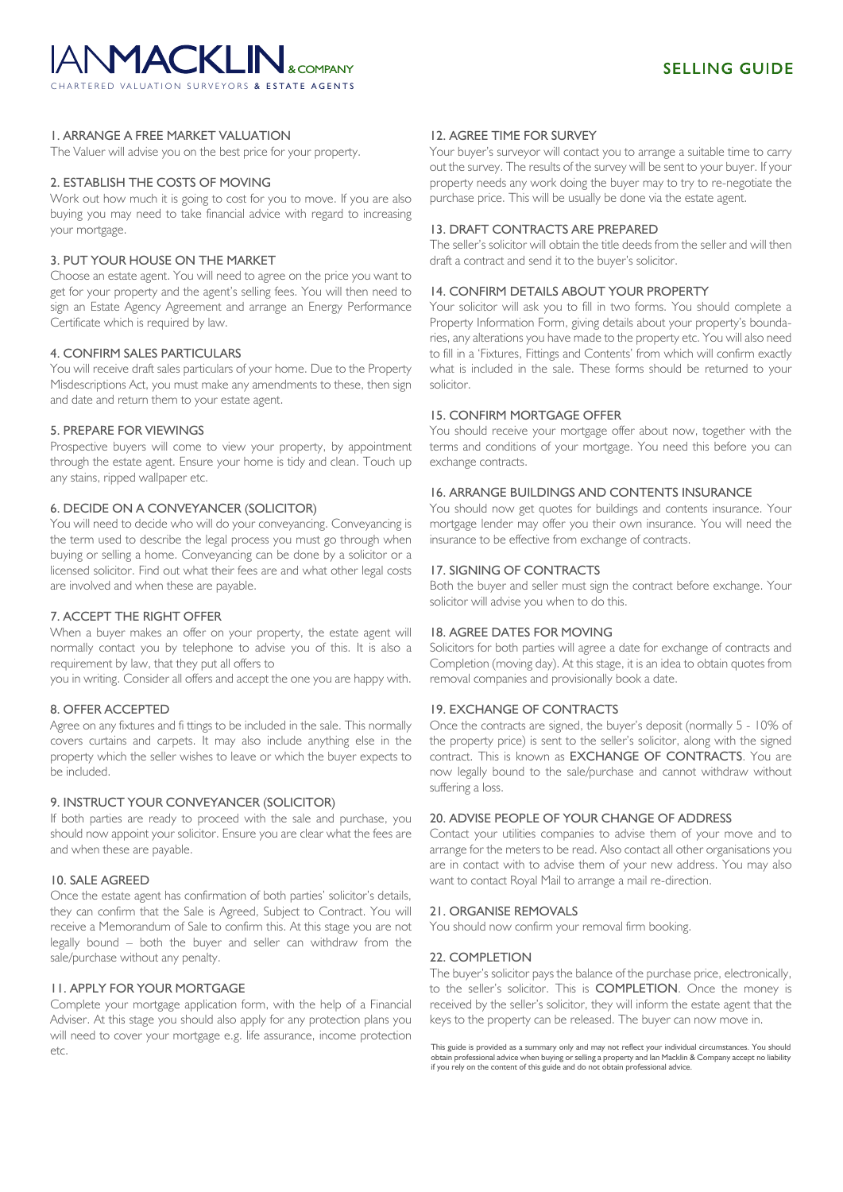# IANMACKLIN & COMPANY

CHARTERED VALUATION SURVEYORS & ESTATE AGENTS

## SELLING GUIDE

### 1. ARRANGE A FREE MARKET VALUATION

The Valuer will advise you on the best price for your property.

### 2. ESTABLISH THE COSTS OF MOVING

Work out how much it is going to cost for you to move. If you are also buying you may need to take financial advice with regard to increasing your mortgage.

### 3. PUT YOUR HOUSE ON THE MARKET

Choose an estate agent. You will need to agree on the price you want to get for your property and the agent's selling fees. You will then need to sign an Estate Agency Agreement and arrange an Energy Performance Certificate which is required by law.

### 4. CONFIRM SALES PARTICULARS

You will receive draft sales particulars of your home. Due to the Property Misdescriptions Act, you must make any amendments to these, then sign and date and return them to your estate agent.

### 5. PREPARE FOR VIEWINGS

Prospective buyers will come to view your property, by appointment through the estate agent. Ensure your home is tidy and clean. Touch up any stains, ripped wallpaper etc.

### 6. DECIDE ON A CONVEYANCER (SOLICITOR)

You will need to decide who will do your conveyancing. Conveyancing is the term used to describe the legal process you must go through when buying or selling a home. Conveyancing can be done by a solicitor or a licensed solicitor. Find out what their fees are and what other legal costs are involved and when these are payable.

### 7. ACCEPT THE RIGHT OFFER

When a buyer makes an offer on your property, the estate agent will normally contact you by telephone to advise you of this. It is also a requirement by law, that they put all offers to you in writing. Consider all offers and accept the one you are happy with.

### 8. OFFER ACCEPTED

Agree on any fixtures and fi ttings to be included in the sale. This normally covers curtains and carpets. It may also include anything else in the property which the seller wishes to leave or which the buyer expects to be included.

### 9. INSTRUCT YOUR CONVEYANCER (SOLICITOR)

If both parties are ready to proceed with the sale and purchase, you should now appoint your solicitor. Ensure you are clear what the fees are and when these are payable.

### 10. SALE AGREED

Once the estate agent has confirmation of both parties' solicitor's details, they can confirm that the Sale is Agreed, Subject to Contract. You will receive a Memorandum of Sale to confirm this. At this stage you are not legally bound – both the buyer and seller can withdraw from the sale/purchase without any penalty.

### 11. APPLY FOR YOUR MORTGAGE

Complete your mortgage application form, with the help of a Financial Adviser. At this stage you should also apply for any protection plans you will need to cover your mortgage e.g. life assurance, income protection etc.

### 12. AGREE TIME FOR SURVEY

Your buyer's surveyor will contact you to arrange a suitable time to carry out the survey. The results of the survey will be sent to your buyer. If your property needs any work doing the buyer may try to re-negotiate the purchase price. This will be usually be done via the estate agent.

### 13. DRAFT CONTRACTS ARE PREPARED

The seller's solicitor will obtain the title deeds from the seller and will then draft a contract and send it to the buyer's solicitor.

### 14. CONFIRM DETAILS ABOUT YOUR PROPERTY

Your solicitor will ask you to fill in two forms. You should complete a Property Information Form, giving details about your property's boundaries, any alterations you have made to the property etc. You will also need to fill in a 'Fixtures, Fittings and Contents' from which will confirm exactly what is included in the sale. These forms should be returned to your solicitor.

### 15. CONFIRM MORTGAGE OFFER

You should receive your mortgage offer about now, together with the terms and conditions of your mortgage. You need this before you can exchange contracts.

### 16. ARRANGE BUILDINGS AND CONTENTS INSURANCE

You should now get quotes for buildings and contents insurance. Your mortgage lender may offer you their own insurance. You will need the insurance to be effective from exchange of contracts.

### 17. SIGNING OF CONTRACTS

Both the buyer and seller must sign the contract before exchange. Your solicitor will advise you when to do this.

### 18. AGREE DATES FOR MOVING

Solicitors for both parties will agree a date for exchange of contracts and Completion (moving day). At this stage, it is an idea to obtain quotes from removal companies and provisionally book a date.

### 19. EXCHANGE OF CONTRACTS

Once the contracts are signed, the buyer's deposit (normally 5 - 10% of the property price) is sent to the seller's solicitor, along with the signed contract. This is known as EXCHANGE OF CONTRACTS. You are now legally bound to the sale/purchase and cannot withdraw without suffering a loss.

### 20. ADVISE PEOPLE OF YOUR CHANGE OF ADDRESS

Contact your utilities companies to advise them of your move and to arrange for the meters to be read. Also contact all other organisations you are in contact with to advise them of your new address. You may also want to contact Royal Mail to arrange a mail re-direction.

### 21. ORGANISE REMOVALS

You should now confirm your removal firm booking.

### 22. COMPLETION

The buyer's solicitor pays the balance of the purchase price, electronically, to the seller's solicitor. This is COMPLETION. Once the money is received by the seller's solicitor, they will inform the estate agent that the keys to the property can be released. The buyer can now move in.

This guide is provided as a summary only and may not reflect your individual circumstances. You should obtain professional advice when buying or selling a property and Ian Macklin & Company accept no liability if you rely on the content of this guide and do not obtain professional advice.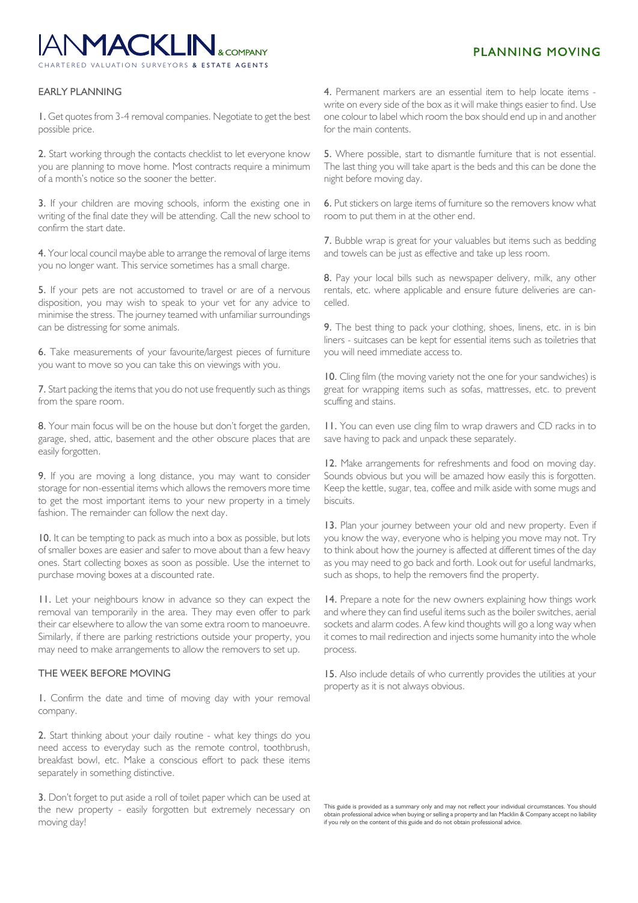# PLANNING MOVING

## EARLY PLANNING

**1.** Get quotes from 3-4 removal companies. Negotiate to get the best possible price.

**2.** Start working through the contacts checklist to let everyone know you are planning to move home. Most contracts require a minimum of a month's notice so the sooner the better.

**3.** If your children are moving schools, inform the existing one in writing of the final date they will be attending. Call the new school to confirm the start date.

**4.** Your local council maybe able to arrange the removal of large items you no longer want. This service sometimes has a small charge.

**5.** If your pets are not accustomed to travel or are of a nervous disposition, you may wish to speak to your vet for any advice to minimise the stress. The journey teamed with unfamiliar surroundings can be distressing for some animals.

**6.** Take measurements of your favourite/largest pieces of furniture you want to move so you can take this on viewings with you.

**7.** Start packing the items that you do not use frequently such as things from the spare room.

**8.** Your main focus will be on the house but don't forget the garden, garage, shed, attic, basement and the other obscure places that are easily forgotten.

**9.** If you are moving a long distance, you may want to consider storage for non-essential items which allows the removers more time to get the most important items to your new property in a timely fashion. The remainder can follow the next day.

**10.** It can be tempting to pack as much into a box as possible, but lots of smaller boxes are easier and safer to move about than a few heavy ones. Start collecting boxes as soon as possible. Use the internet to purchase moving boxes at a discounted rate.

**11.** Let your neighbours know in advance so they can expect the removal van temporarily in the area. They may even offer to park their car elsewhere to allow the van some extra room to manoeuvre. Similarly, if there are parking restrictions outside your property, you may need to make arrangements to allow the removers to set up.

## THE WEEK BEFORE MOVING

**1.** Confirm the date and time of moving day with your removal company.

**2.** Start thinking about your daily routine - what key things do you need access to everyday such as the remote control, toothbrush, breakfast bowl, etc. Make a conscious effort to pack these items separately in something distinctive.

**3.** Don't forget to put aside a roll of toilet paper which can be used at the new property - easily forgotten but extremely necessary on moving day!

**4.** Permanent markers are an essential item to help locate items - write on every side of the box as it will make things easier to find. Use one colour to label which room the box should end up in and another for the main contents.

**5.** Where possible, start to dismantle furniture that is not essential. The last thing you will take apart is the beds and this can be done the night before moving day.

**6.** Put stickers on large items of furniture so the removers know what room to put them in at the other end.

**7.** Bubble wrap is great for your valuables but items such as bedding and towels can be just as effective and take up less room.

**8.** Pay your local bills such as newspaper delivery, milk, any other rentals, etc. where applicable and ensure future deliveries are cancelled.

**9.** The best thing to pack your clothing, shoes, linens, etc. in is bin liners - suitcases can be kept for essential items such as toiletries that you will need immediate access to.

**10.** Cling film (the moving variety not the one for your sandwiches) is great for wrapping items such as sofas, mattresses, etc. to prevent scuffing and stains.

**11.** You can even use cling film to wrap drawers and CD racks in to save having to pack and unpack these separately.

**12.** Make arrangements for refreshments and food on moving day. Sounds obvious but you will be amazed how easily this is forgotten. Keep the kettle, sugar, tea, coffee and milk aside with some mugs and biscuits.

**13.** Plan your journey between your old and new property. Even if you know the way, everyone who is helping you move may not. Try to think about how the journey is affected at different times of the day as you may need to go back and forth. Look out for useful landmarks, such as shops, to help the removers find the property.

**14.** Prepare a note for the new owners explaining how things work and where they can find useful items such as the boiler switches, aerial sockets and alarm codes. A few kind thoughts will go a long way when it comes to mail redirection and injects some humanity into the whole process.

**15.** Also include details of who currently provides the utilities at your property as it is not always obvious.

This guide is provided as a summary only and may not reflect your individual circumstances. You should obtain professional advice when buying or selling a property and Ian Macklin & Company accept no liability if you rely on the content of this guide and do not obtain professional advice.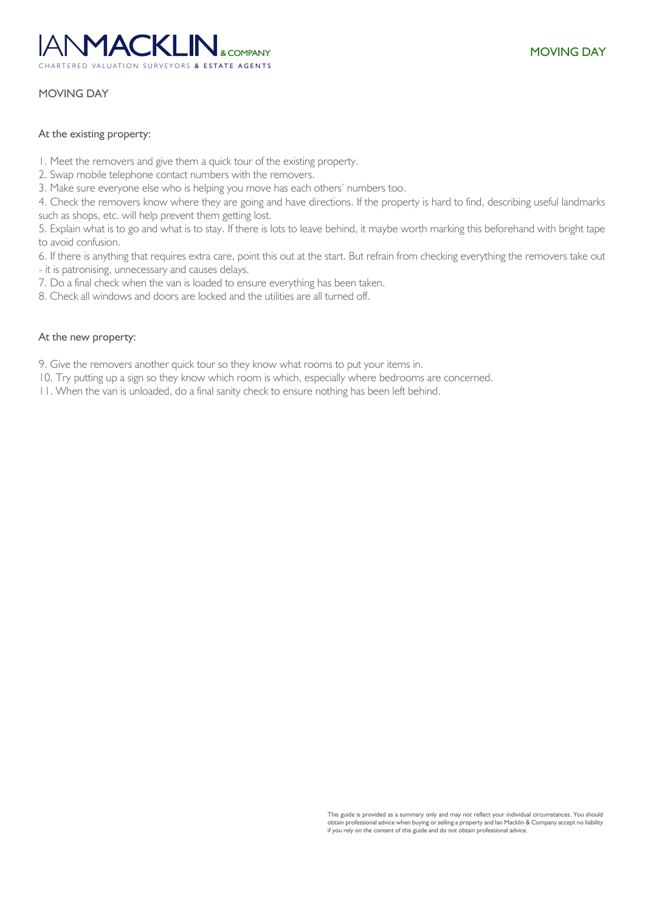# MOVING DAY

### At the existing property:

1. Meet the removers and give them a quick tour of the existing property.
2. Swap mobile telephone contact numbers with the removers.
3. Make sure everyone else who is helping you move has each others' numbers too.
4. Check the removers know where they are going and have directions. If the property is hard to find, describing useful landmarks such as shops, etc. will help prevent them getting lost.
5. Explain what is to go and what is to stay. If there is lots to leave behind, it maybe worth marking this beforehand with bright tape to avoid confusion.
6. If there is anything that requires extra care, point this out at the start. But refrain from checking everything the removers take out - it is patronising, unnecessary and causes delays.
7. Do a final check when the van is loaded to ensure everything has been taken.
8. Check all windows and doors are locked and the utilities are all turned off.

### At the new property:

9. Give the removers another quick tour so they know what rooms to put your items in.
10. Try putting up a sign so they know which room is which, especially where bedrooms are concerned.
11. When the van is unloaded, do a final sanity check to ensure nothing has been left behind.

This guide is provided as a summary only and may not reflect your individual circumstances. You should obtain professional advice when buying or selling a property and Ian Macklin & Company accept no liability if you rely on the content of this guide and do not obtain professional advice.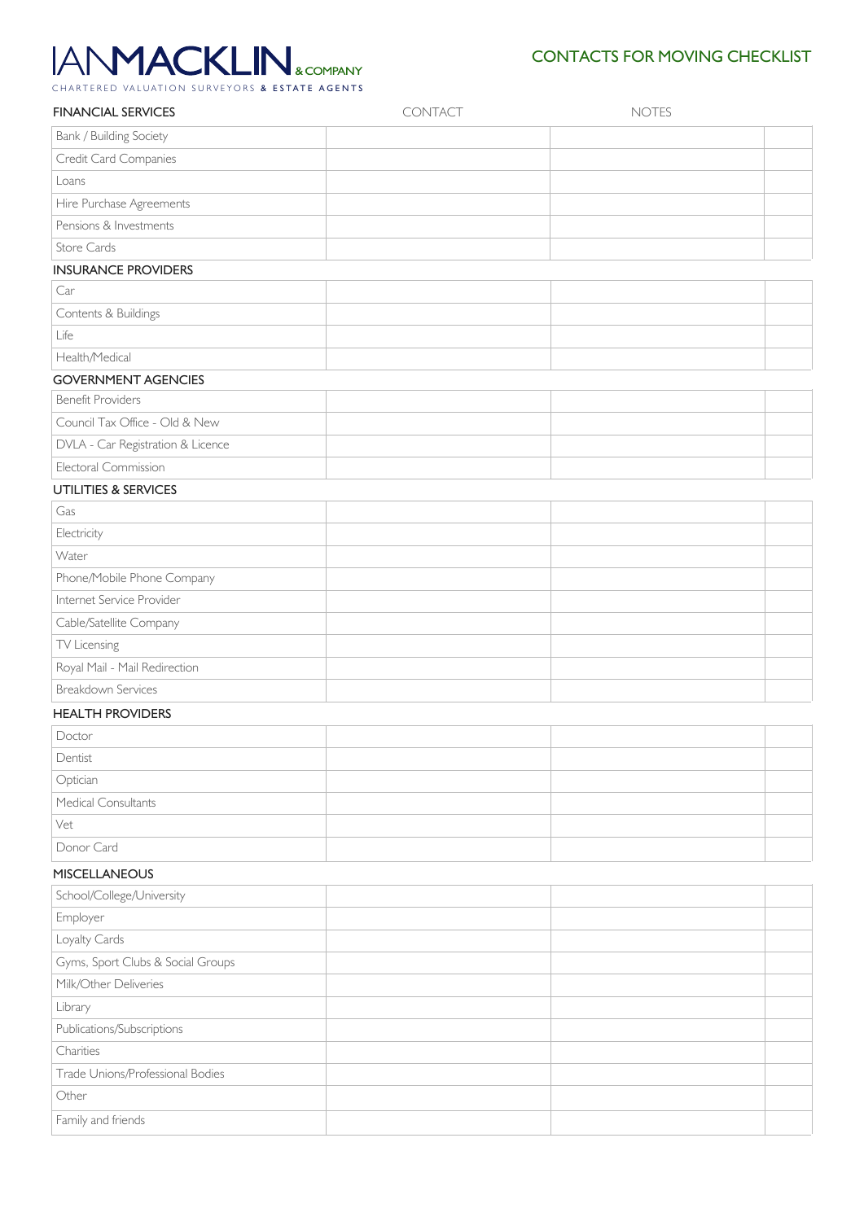IANMACKLIN & COMPANY

CHARTERED VALUATION SURVEYORS & ESTATE AGENTS

# CONTACTS FOR MOVING CHECKLIST

| FINANCIAL SERVICES | CONTACT | NOTES | |
|---|---|---|---|
| Bank / Building Society | | | |
| Credit Card Companies | | | |
| Loans | | | |
| Hire Purchase Agreements | | | |
| Pensions & Investments | | | |
| Store Cards | | | |
| **INSURANCE PROVIDERS** | | | |
| Car | | | |
| Contents & Buildings | | | |
| Life | | | |
| Health/Medical | | | |
| **GOVERNMENT AGENCIES** | | | |
| Benefit Providers | | | |
| Council Tax Office - Old & New | | | |
| DVLA - Car Registration & Licence | | | |
| Electoral Commission | | | |
| **UTILITIES & SERVICES** | | | |
| Gas | | | |
| Electricity | | | |
| Water | | | |
| Phone/Mobile Phone Company | | | |
| Internet Service Provider | | | |
| Cable/Satellite Company | | | |
| TV Licensing | | | |
| Royal Mail - Mail Redirection | | | |
| Breakdown Services | | | |
| **HEALTH PROVIDERS** | | | |
| Doctor | | | |
| Dentist | | | |
| Optician | | | |
| Medical Consultants | | | |
| Vet | | | |
| Donor Card | | | |
| **MISCELLANEOUS** | | | |
| School/College/University | | | |
| Employer | | | |
| Loyalty Cards | | | |
| Gyms, Sport Clubs & Social Groups | | | |
| Milk/Other Deliveries | | | |
| Library | | | |
| Publications/Subscriptions | | | |
| Charities | | | |
| Trade Unions/Professional Bodies | | | |
| Other | | | |
| Family and friends | | | |